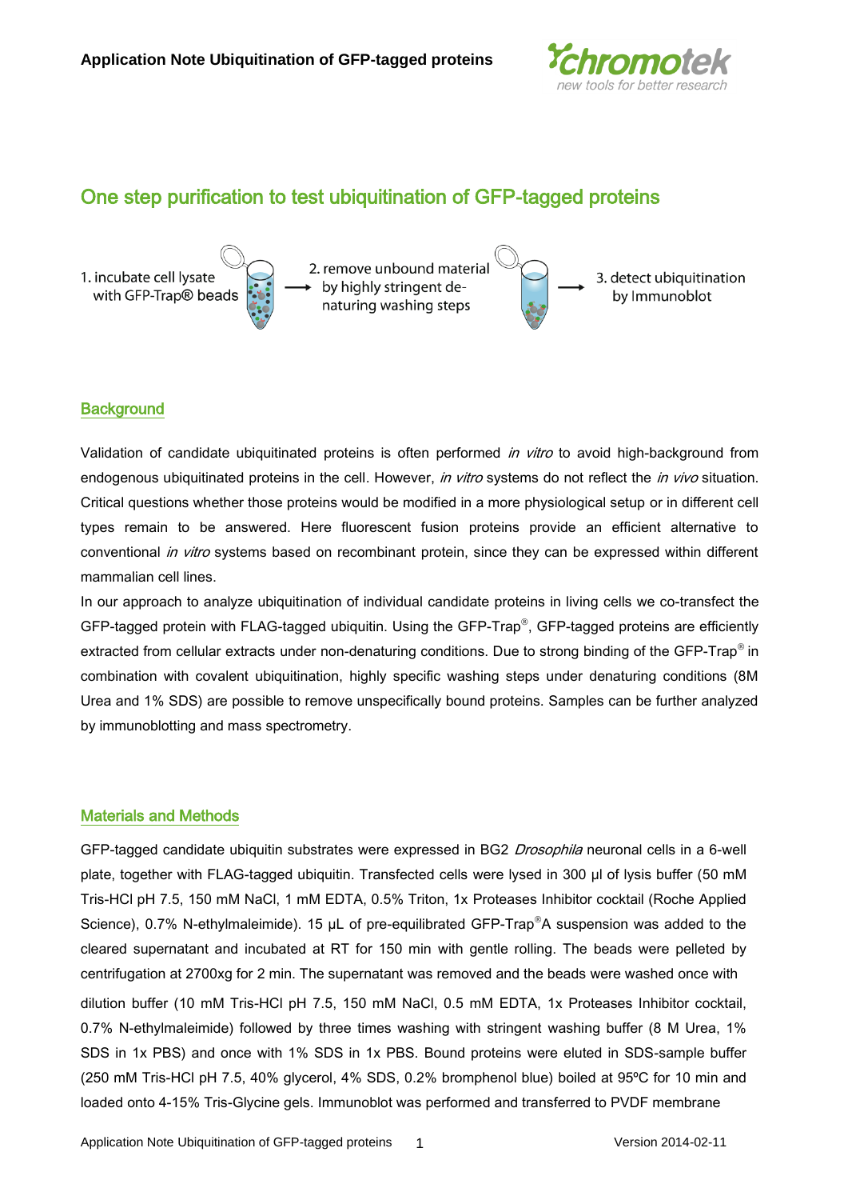# One step purification to test ubiquitination of GFP-tagged proteins

1. incubate cell lysate with GFP-Trap® beads → 2. remove unbound material by highly stringent de-naturing washing steps → 3. detect ubiquitination by Immunoblot

## Background

Validation of candidate ubiquitinated proteins is often performed *in vitro* to avoid high-background from endogenous ubiquitinated proteins in the cell. However, *in vitro* systems do not reflect the *in vivo* situation. Critical questions whether those proteins would be modified in a more physiological setup or in different cell types remain to be answered. Here fluorescent fusion proteins provide an efficient alternative to conventional *in vitro* systems based on recombinant protein, since they can be expressed within different mammalian cell lines.

In our approach to analyze ubiquitination of individual candidate proteins in living cells we co-transfect the GFP-tagged protein with FLAG-tagged ubiquitin. Using the GFP-Trap®, GFP-tagged proteins are efficiently extracted from cellular extracts under non-denaturing conditions. Due to strong binding of the GFP-Trap® in combination with covalent ubiquitination, highly specific washing steps under denaturing conditions (8M Urea and 1% SDS) are possible to remove unspecifically bound proteins. Samples can be further analyzed by immunoblotting and mass spectrometry.

## Materials and Methods

GFP-tagged candidate ubiquitin substrates were expressed in BG2 *Drosophila* neuronal cells in a 6-well plate, together with FLAG-tagged ubiquitin. Transfected cells were lysed in 300 µl of lysis buffer (50 mM Tris-HCl pH 7.5, 150 mM NaCl, 1 mM EDTA, 0.5% Triton, 1x Proteases Inhibitor cocktail (Roche Applied Science), 0.7% N-ethylmaleimide). 15 µL of pre-equilibrated GFP-Trap®A suspension was added to the cleared supernatant and incubated at RT for 150 min with gentle rolling. The beads were pelleted by centrifugation at 2700xg for 2 min. The supernatant was removed and the beads were washed once with dilution buffer (10 mM Tris-HCl pH 7.5, 150 mM NaCl, 0.5 mM EDTA, 1x Proteases Inhibitor cocktail, 0.7% N-ethylmaleimide) followed by three times washing with stringent washing buffer (8 M Urea, 1% SDS in 1x PBS) and once with 1% SDS in 1x PBS. Bound proteins were eluted in SDS-sample buffer (250 mM Tris-HCl pH 7.5, 40% glycerol, 4% SDS, 0.2% bromphenol blue) boiled at 95ºC for 10 min and loaded onto 4-15% Tris-Glycine gels. Immunoblot was performed and transferred to PVDF membrane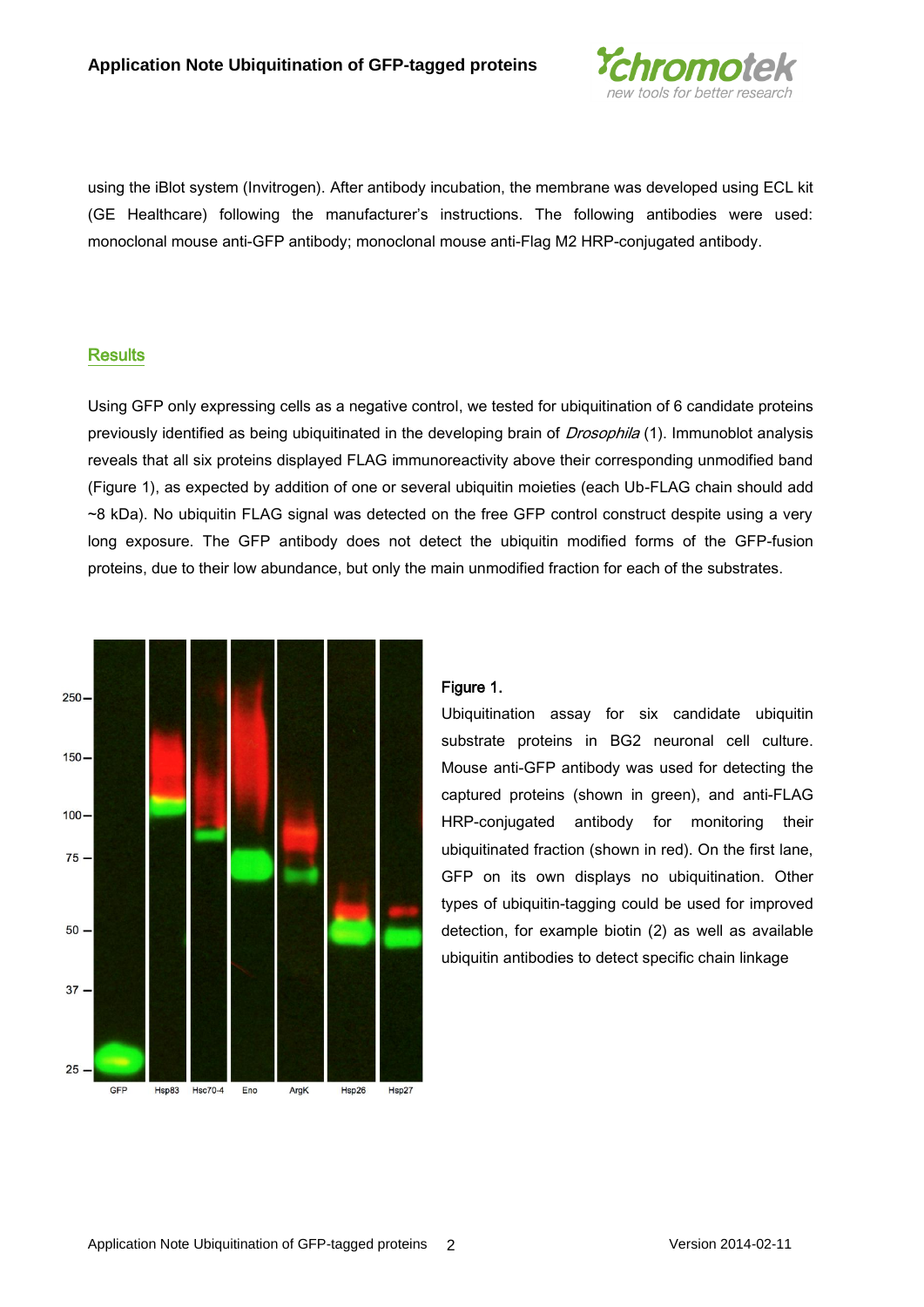using the iBlot system (Invitrogen). After antibody incubation, the membrane was developed using ECL kit (GE Healthcare) following the manufacturer's instructions. The following antibodies were used: monoclonal mouse anti-GFP antibody; monoclonal mouse anti-Flag M2 HRP-conjugated antibody.

## Results

Using GFP only expressing cells as a negative control, we tested for ubiquitination of 6 candidate proteins previously identified as being ubiquitinated in the developing brain of *Drosophila* (1). Immunoblot analysis reveals that all six proteins displayed FLAG immunoreactivity above their corresponding unmodified band (Figure 1), as expected by addition of one or several ubiquitin moieties (each Ub-FLAG chain should add ~8 kDa). No ubiquitin FLAG signal was detected on the free GFP control construct despite using a very long exposure. The GFP antibody does not detect the ubiquitin modified forms of the GFP-fusion proteins, due to their low abundance, but only the main unmodified fraction for each of the substrates.

250
150
100
75
50
37
25

GFP Hsp83 Hsc70-4 Eno ArgK Hsp26 Hsp27

**Figure 1.**
Ubiquitination assay for six candidate ubiquitin substrate proteins in BG2 neuronal cell culture. Mouse anti-GFP antibody was used for detecting the captured proteins (shown in green), and anti-FLAG HRP-conjugated antibody for monitoring their ubiquitinated fraction (shown in red). On the first lane, GFP on its own displays no ubiquitination. Other types of ubiquitin-tagging could be used for improved detection, for example biotin (2) as well as available ubiquitin antibodies to detect specific chain linkage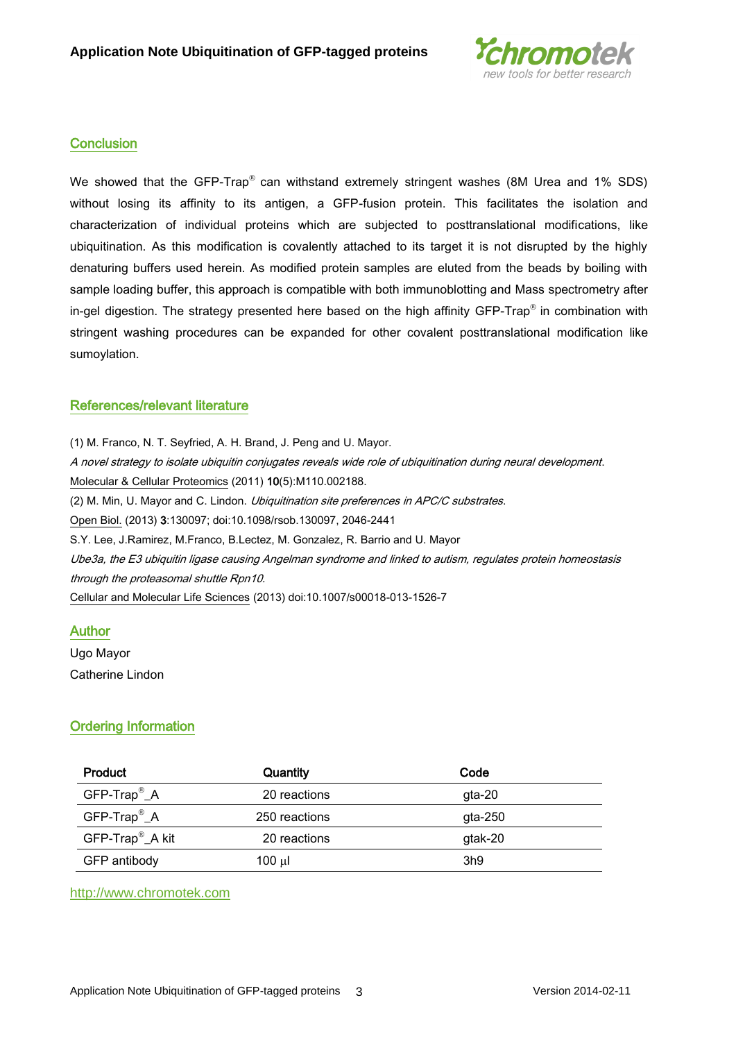## Conclusion

We showed that the GFP-Trap® can withstand extremely stringent washes (8M Urea and 1% SDS) without losing its affinity to its antigen, a GFP-fusion protein. This facilitates the isolation and characterization of individual proteins which are subjected to posttranslational modifications, like ubiquitination. As this modification is covalently attached to its target it is not disrupted by the highly denaturing buffers used herein. As modified protein samples are eluted from the beads by boiling with sample loading buffer, this approach is compatible with both immunoblotting and Mass spectrometry after in-gel digestion. The strategy presented here based on the high affinity GFP-Trap® in combination with stringent washing procedures can be expanded for other covalent posttranslational modification like sumoylation.

## References/relevant literature

(1) M. Franco, N. T. Seyfried, A. H. Brand, J. Peng and U. Mayor.
*A novel strategy to isolate ubiquitin conjugates reveals wide role of ubiquitination during neural development.*
Molecular & Cellular Proteomics (2011) **10**(5):M110.002188.

(2) M. Min, U. Mayor and C. Lindon. *Ubiquitination site preferences in APC/C substrates.*
Open Biol. (2013) **3**:130097; doi:10.1098/rsob.130097, 2046-2441

S.Y. Lee, J.Ramirez, M.Franco, B.Lectez, M. Gonzalez, R. Barrio and U. Mayor
*Ube3a, the E3 ubiquitin ligase causing Angelman syndrome and linked to autism, regulates protein homeostasis through the proteasomal shuttle Rpn10.*
Cellular and Molecular Life Sciences (2013) doi:10.1007/s00018-013-1526-7

## Author

Ugo Mayor
Catherine Lindon

## Ordering Information

| Product | Quantity | Code |
|---|---|---|
| GFP-Trap®_A | 20 reactions | gta-20 |
| GFP-Trap®_A | 250 reactions | gta-250 |
| GFP-Trap®_A kit | 20 reactions | gtak-20 |
| GFP antibody | 100 µl | 3h9 |

http://www.chromotek.com